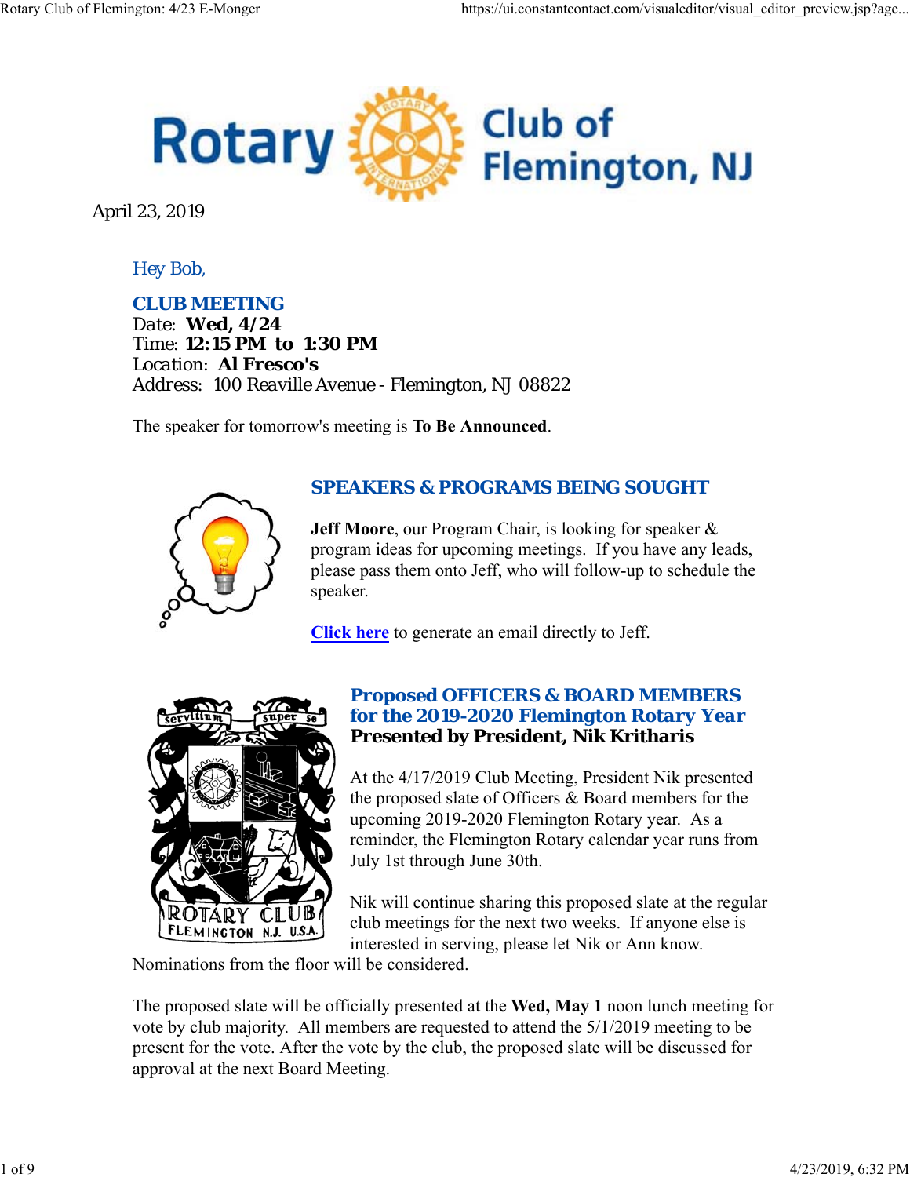# Rotary Club of Flemington, NJ

April 23, 2019

Hey Bob,

## CLUB MEETING

Date: **Wed, 4/24**
Time: **12:15 PM to 1:30 PM**
Location: **Al Fresco's**
Address: 100 Reaville Avenue - Flemington, NJ 08822

The speaker for tomorrow's meeting is **To Be Announced**.

## SPEAKERS & PROGRAMS BEING SOUGHT

**Jeff Moore**, our Program Chair, is looking for speaker & program ideas for upcoming meetings. If you have any leads, please pass them onto Jeff, who will follow-up to schedule the speaker.

**Click here** to generate an email directly to Jeff.

## Proposed OFFICERS & BOARD MEMBERS for the 2019-2020 Flemington Rotary Year

**Presented by President, Nik Kritharis**

At the 4/17/2019 Club Meeting, President Nik presented the proposed slate of Officers & Board members for the upcoming 2019-2020 Flemington Rotary year. As a reminder, the Flemington Rotary calendar year runs from July 1st through June 30th.

Nik will continue sharing this proposed slate at the regular club meetings for the next two weeks. If anyone else is interested in serving, please let Nik or Ann know. Nominations from the floor will be considered.

The proposed slate will be officially presented at the **Wed, May 1** noon lunch meeting for vote by club majority. All members are requested to attend the 5/1/2019 meeting to be present for the vote. After the vote by the club, the proposed slate will be discussed for approval at the next Board Meeting.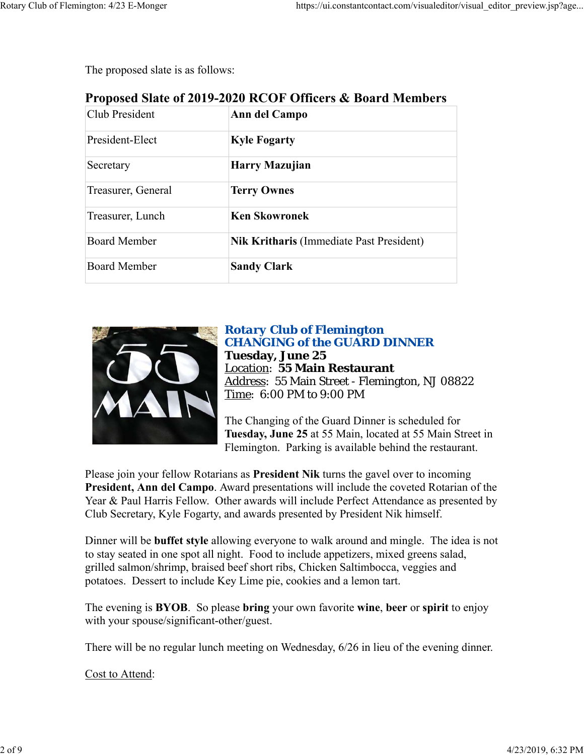The proposed slate is as follows:

### Proposed Slate of 2019-2020 RCOF Officers & Board Members

| | |
|---|---|
| Club President | **Ann del Campo** |
| President-Elect | **Kyle Fogarty** |
| Secretary | **Harry Mazujian** |
| Treasurer, General | **Terry Ownes** |
| Treasurer, Lunch | **Ken Skowronek** |
| Board Member | **Nik Kritharis** (Immediate Past President) |
| Board Member | **Sandy Clark** |

## Rotary Club of Flemington CHANGING of the GUARD DINNER

**Tuesday, June 25**
Location: **55 Main Restaurant**
Address: 55 Main Street - Flemington, NJ 08822
Time: 6:00 PM to 9:00 PM

The Changing of the Guard Dinner is scheduled for **Tuesday, June 25** at 55 Main, located at 55 Main Street in Flemington. Parking is available behind the restaurant.

Please join your fellow Rotarians as **President Nik** turns the gavel over to incoming **President, Ann del Campo**. Award presentations will include the coveted Rotarian of the Year & Paul Harris Fellow. Other awards will include Perfect Attendance as presented by Club Secretary, Kyle Fogarty, and awards presented by President Nik himself.

Dinner will be **buffet style** allowing everyone to walk around and mingle. The idea is not to stay seated in one spot all night. Food to include appetizers, mixed greens salad, grilled salmon/shrimp, braised beef short ribs, Chicken Saltimbocca, veggies and potatoes. Dessert to include Key Lime pie, cookies and a lemon tart.

The evening is **BYOB**. So please **bring** your own favorite **wine**, **beer** or **spirit** to enjoy with your spouse/significant-other/guest.

There will be no regular lunch meeting on Wednesday, 6/26 in lieu of the evening dinner.

Cost to Attend: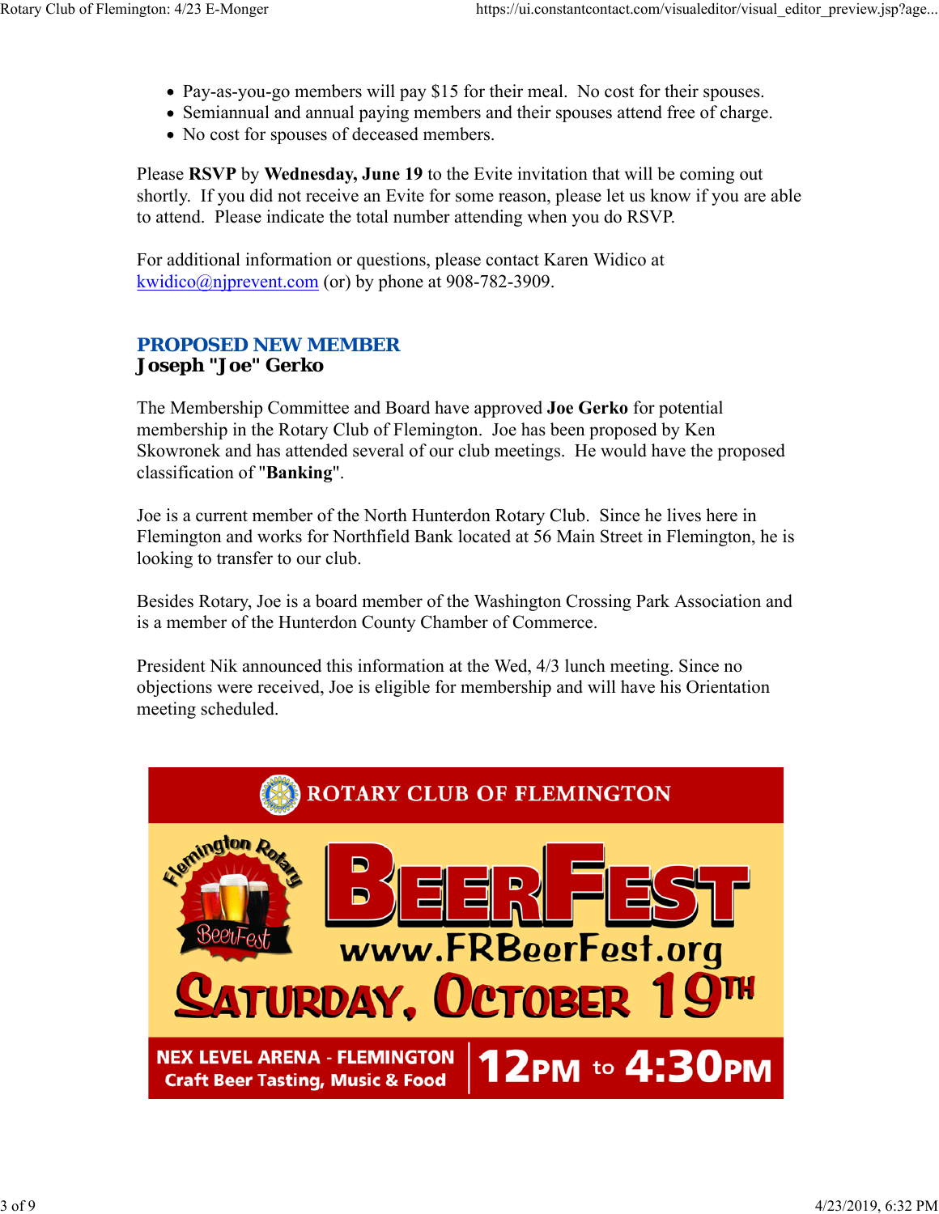- Pay-as-you-go members will pay $15 for their meal. No cost for their spouses.
- Semiannual and annual paying members and their spouses attend free of charge.
- No cost for spouses of deceased members.

Please **RSVP** by **Wednesday, June 19** to the Evite invitation that will be coming out shortly. If you did not receive an Evite for some reason, please let us know if you are able to attend. Please indicate the total number attending when you do RSVP.

For additional information or questions, please contact Karen Widico at kwidico@njprevent.com (or) by phone at 908-782-3909.

## PROPOSED NEW MEMBER

**Joseph "Joe" Gerko**

The Membership Committee and Board have approved **Joe Gerko** for potential membership in the Rotary Club of Flemington. Joe has been proposed by Ken Skowronek and has attended several of our club meetings. He would have the proposed classification of "**Banking**".

Joe is a current member of the North Hunterdon Rotary Club. Since he lives here in Flemington and works for Northfield Bank located at 56 Main Street in Flemington, he is looking to transfer to our club.

Besides Rotary, Joe is a board member of the Washington Crossing Park Association and is a member of the Hunterdon County Chamber of Commerce.

President Nik announced this information at the Wed, 4/3 lunch meeting. Since no objections were received, Joe is eligible for membership and will have his Orientation meeting scheduled.

ROTARY CLUB OF FLEMINGTON

Flemington Rotary BeerFest

BEERFEST

www.FRBeerFest.org

SATURDAY, OCTOBER 19TH

NEX LEVEL ARENA - FLEMINGTON
Craft Beer Tasting, Music & Food

12PM to 4:30PM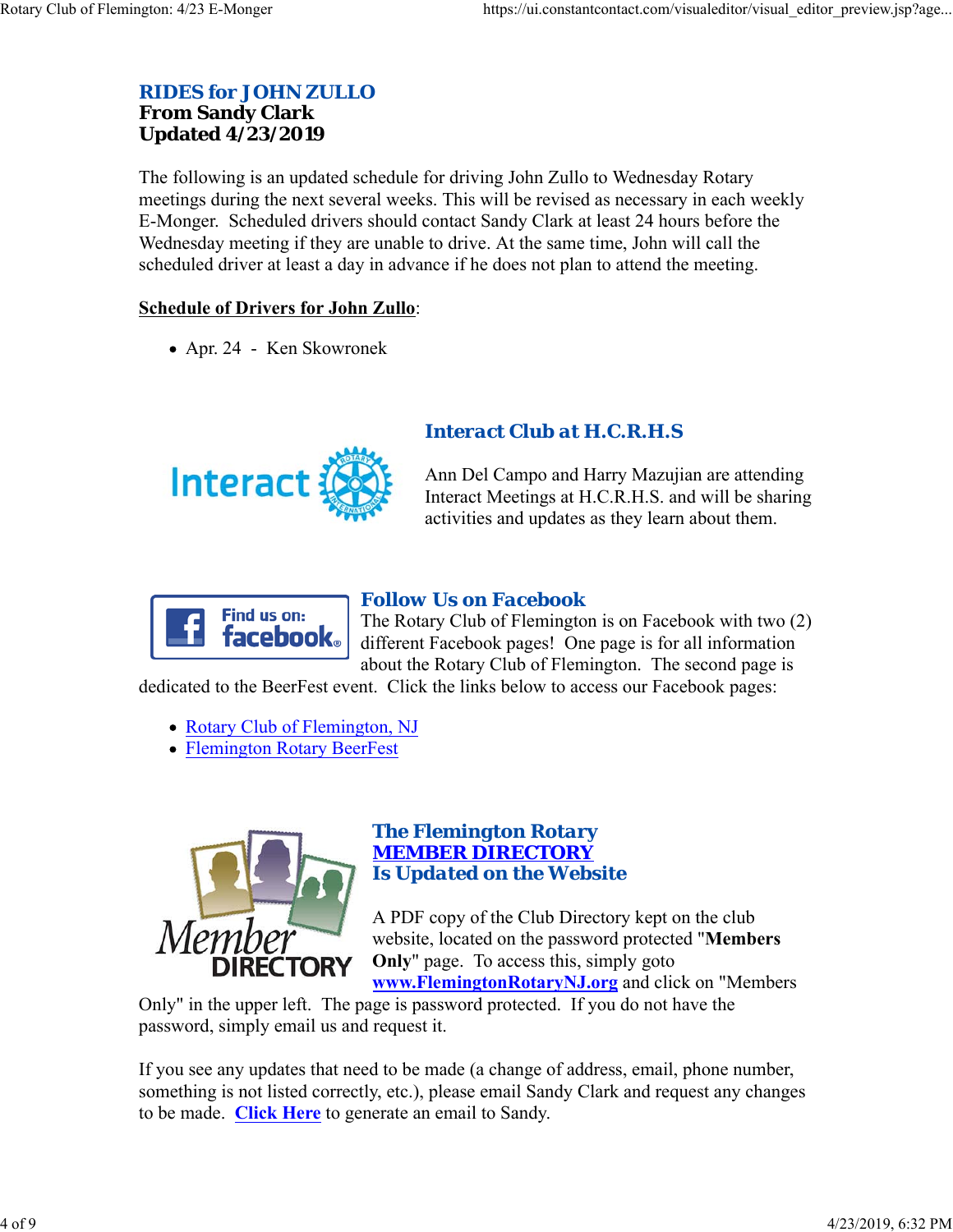## RIDES for JOHN ZULLO

**From Sandy Clark**
**Updated 4/23/2019**

The following is an updated schedule for driving John Zullo to Wednesday Rotary meetings during the next several weeks. This will be revised as necessary in each weekly E-Monger. Scheduled drivers should contact Sandy Clark at least 24 hours before the Wednesday meeting if they are unable to drive. At the same time, John will call the scheduled driver at least a day in advance if he does not plan to attend the meeting.

**Schedule of Drivers for John Zullo**:

- Apr. 24 - Ken Skowronek

## Interact Club at H.C.R.H.S

Ann Del Campo and Harry Mazujian are attending Interact Meetings at H.C.R.H.S. and will be sharing activities and updates as they learn about them.

## Follow Us on Facebook

The Rotary Club of Flemington is on Facebook with two (2) different Facebook pages! One page is for all information about the Rotary Club of Flemington. The second page is dedicated to the BeerFest event. Click the links below to access our Facebook pages:

- Rotary Club of Flemington, NJ
- Flemington Rotary BeerFest

## The Flemington Rotary MEMBER DIRECTORY Is Updated on the Website

A PDF copy of the Club Directory kept on the club website, located on the password protected "**Members Only**" page. To access this, simply goto **www.FlemingtonRotaryNJ.org** and click on "Members Only" in the upper left. The page is password protected. If you do not have the password, simply email us and request it.

If you see any updates that need to be made (a change of address, email, phone number, something is not listed correctly, etc.), please email Sandy Clark and request any changes to be made. **Click Here** to generate an email to Sandy.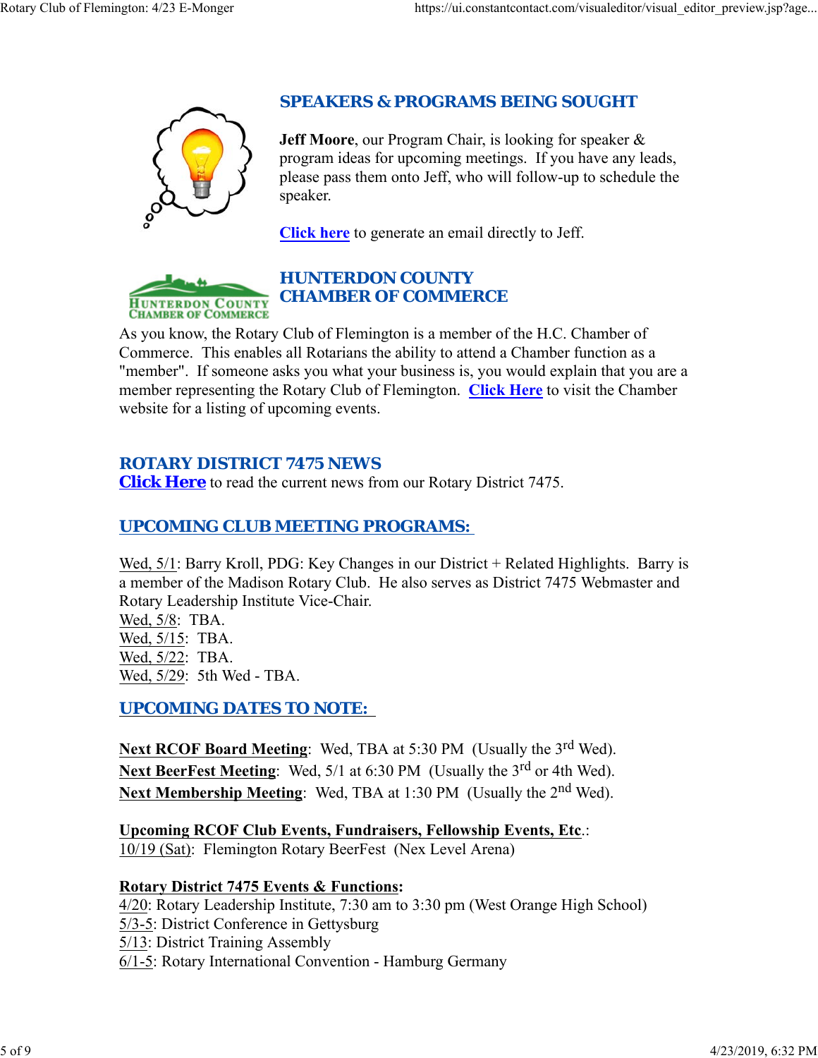## SPEAKERS & PROGRAMS BEING SOUGHT

**Jeff Moore**, our Program Chair, is looking for speaker & program ideas for upcoming meetings. If you have any leads, please pass them onto Jeff, who will follow-up to schedule the speaker.

**Click here** to generate an email directly to Jeff.

## HUNTERDON COUNTY CHAMBER OF COMMERCE

As you know, the Rotary Club of Flemington is a member of the H.C. Chamber of Commerce. This enables all Rotarians the ability to attend a Chamber function as a "member". If someone asks you what your business is, you would explain that you are a member representing the Rotary Club of Flemington. **Click Here** to visit the Chamber website for a listing of upcoming events.

## ROTARY DISTRICT 7475 NEWS

**Click Here** to read the current news from our Rotary District 7475.

## UPCOMING CLUB MEETING PROGRAMS:

Wed, 5/1: Barry Kroll, PDG: Key Changes in our District + Related Highlights. Barry is a member of the Madison Rotary Club. He also serves as District 7475 Webmaster and Rotary Leadership Institute Vice-Chair.
Wed, 5/8: TBA.
Wed, 5/15: TBA.
Wed, 5/22: TBA.
Wed, 5/29: 5th Wed - TBA.

## UPCOMING DATES TO NOTE:

**Next RCOF Board Meeting**: Wed, TBA at 5:30 PM (Usually the 3rd Wed).
**Next BeerFest Meeting**: Wed, 5/1 at 6:30 PM (Usually the 3rd or 4th Wed).
**Next Membership Meeting**: Wed, TBA at 1:30 PM (Usually the 2nd Wed).

**Upcoming RCOF Club Events, Fundraisers, Fellowship Events, Etc**.:
10/19 (Sat): Flemington Rotary BeerFest (Nex Level Arena)

**Rotary District 7475 Events & Functions:**
4/20: Rotary Leadership Institute, 7:30 am to 3:30 pm (West Orange High School)
5/3-5: District Conference in Gettysburg
5/13: District Training Assembly
6/1-5: Rotary International Convention - Hamburg Germany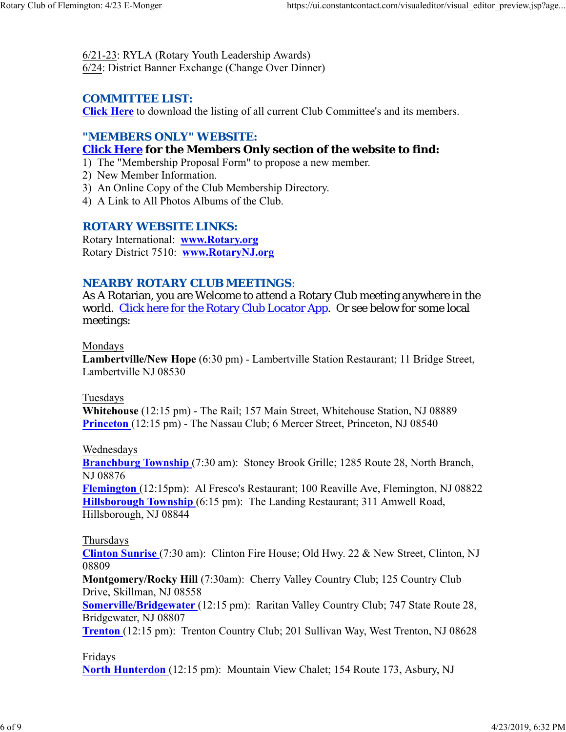6/21-23: RYLA (Rotary Youth Leadership Awards)
6/24: District Banner Exchange (Change Over Dinner)

## COMMITTEE LIST:

**Click Here** to download the listing of all current Club Committee's and its members.

## "MEMBERS ONLY" WEBSITE:

**Click Here for the Members Only section of the website to find:**

1) The "Membership Proposal Form" to propose a new member.
2) New Member Information.
3) An Online Copy of the Club Membership Directory.
4) A Link to All Photos Albums of the Club.

## ROTARY WEBSITE LINKS:

Rotary International: **www.Rotary.org**
Rotary District 7510: **www.RotaryNJ.org**

## NEARBY ROTARY CLUB MEETINGS:

As A Rotarian, you are Welcome to attend a Rotary Club meeting anywhere in the world. Click here for the Rotary Club Locator App. Or see below for some local meetings:

Mondays
**Lambertville/New Hope** (6:30 pm) - Lambertville Station Restaurant; 11 Bridge Street, Lambertville NJ 08530

Tuesdays
**Whitehouse** (12:15 pm) - The Rail; 157 Main Street, Whitehouse Station, NJ 08889
**Princeton** (12:15 pm) - The Nassau Club; 6 Mercer Street, Princeton, NJ 08540

Wednesdays
**Branchburg Township** (7:30 am): Stoney Brook Grille; 1285 Route 28, North Branch, NJ 08876
**Flemington** (12:15pm): Al Fresco's Restaurant; 100 Reaville Ave, Flemington, NJ 08822
**Hillsborough Township** (6:15 pm): The Landing Restaurant; 311 Amwell Road, Hillsborough, NJ 08844

Thursdays
**Clinton Sunrise** (7:30 am): Clinton Fire House; Old Hwy. 22 & New Street, Clinton, NJ 08809
**Montgomery/Rocky Hill** (7:30am): Cherry Valley Country Club; 125 Country Club Drive, Skillman, NJ 08558
**Somerville/Bridgewater** (12:15 pm): Raritan Valley Country Club; 747 State Route 28, Bridgewater, NJ 08807
**Trenton** (12:15 pm): Trenton Country Club; 201 Sullivan Way, West Trenton, NJ 08628

Fridays
**North Hunterdon** (12:15 pm): Mountain View Chalet; 154 Route 173, Asbury, NJ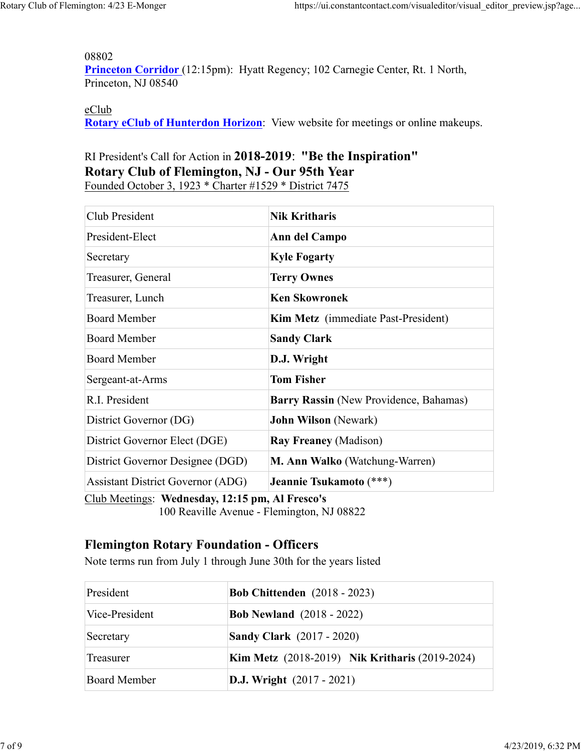08802
**Princeton Corridor** (12:15pm): Hyatt Regency; 102 Carnegie Center, Rt. 1 North, Princeton, NJ 08540

eClub
**Rotary eClub of Hunterdon Horizon**: View website for meetings or online makeups.

RI President's Call for Action in **2018-2019**: **"Be the Inspiration"**
**Rotary Club of Flemington, NJ - Our 95th Year**
Founded October 3, 1923 * Charter #1529 * District 7475

| | |
|---|---|
| Club President | **Nik Kritharis** |
| President-Elect | **Ann del Campo** |
| Secretary | **Kyle Fogarty** |
| Treasurer, General | **Terry Ownes** |
| Treasurer, Lunch | **Ken Skowronek** |
| Board Member | **Kim Metz** (immediate Past-President) |
| Board Member | **Sandy Clark** |
| Board Member | **D.J. Wright** |
| Sergeant-at-Arms | **Tom Fisher** |
| R.I. President | **Barry Rassin** (New Providence, Bahamas) |
| District Governor (DG) | **John Wilson** (Newark) |
| District Governor Elect (DGE) | **Ray Freaney** (Madison) |
| District Governor Designee (DGD) | **M. Ann Walko** (Watchung-Warren) |
| Assistant District Governor (ADG) | **Jeannie Tsukamoto** (***) |

Club Meetings: **Wednesday, 12:15 pm, Al Fresco's**
100 Reaville Avenue - Flemington, NJ 08822

## Flemington Rotary Foundation - Officers

Note terms run from July 1 through June 30th for the years listed

| | |
|---|---|
| President | **Bob Chittenden** (2018 - 2023) |
| Vice-President | **Bob Newland** (2018 - 2022) |
| Secretary | **Sandy Clark** (2017 - 2020) |
| Treasurer | **Kim Metz** (2018-2019) **Nik Kritharis** (2019-2024) |
| Board Member | **D.J. Wright** (2017 - 2021) |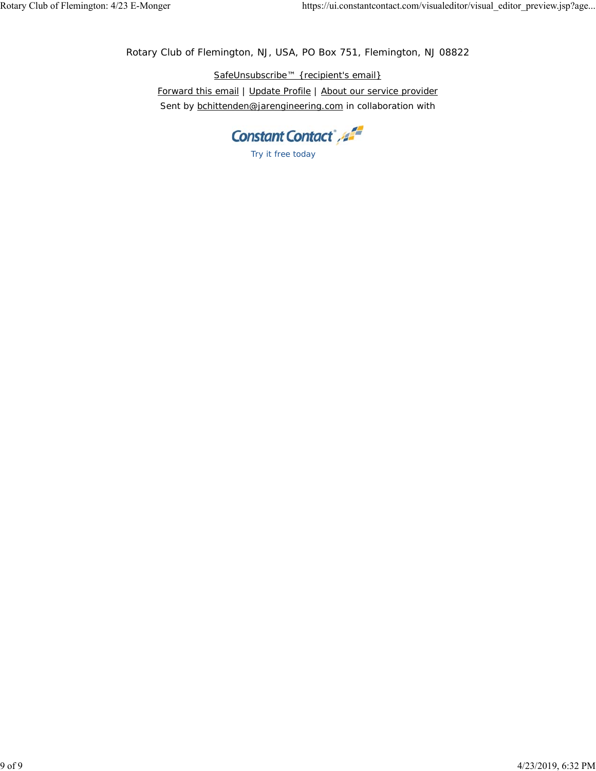Rotary Club of Flemington, NJ, USA, PO Box 751, Flemington, NJ 08822

SafeUnsubscribe™ {recipient's email}

Forward this email | Update Profile | About our service provider

Sent by bchittenden@jarengineering.com in collaboration with

Constant Contact

Try it free today